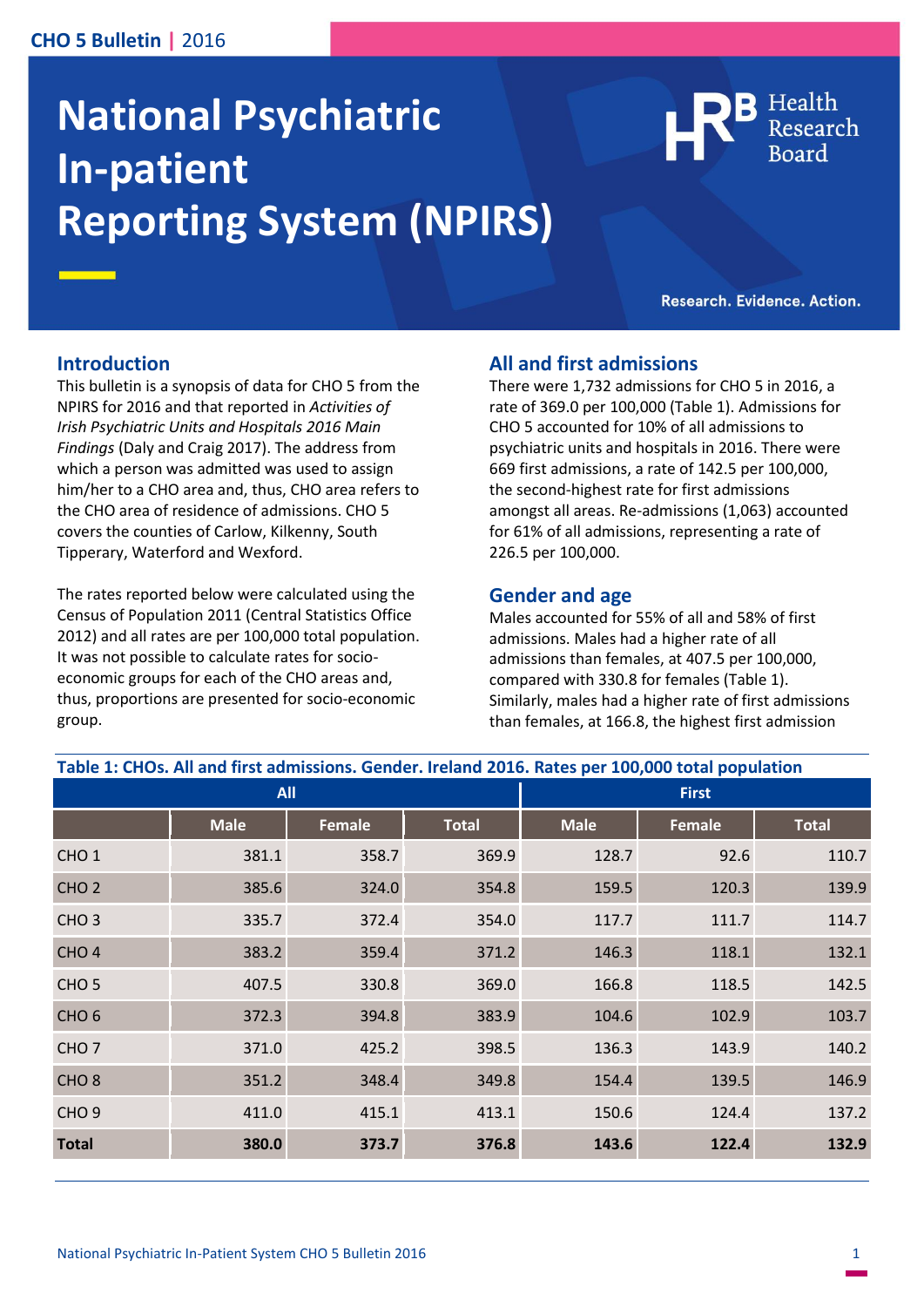# National Psychiatric In-patient Reporting System (NPIRS)

Research. Evidence. Action.

## Introduction

This bulletin is a synopsis of data for CHO 5 from the NPIRS for 2016 and that reported in *Activities of Irish Psychiatric Units and Hospitals 2016 Main Findings* (Daly and Craig 2017). The address from which a person was admitted was used to assign him/her to a CHO area and, thus, CHO area refers to the CHO area of residence of admissions. CHO 5 covers the counties of Carlow, Kilkenny, South Tipperary, Waterford and Wexford.

The rates reported below were calculated using the Census of Population 2011 (Central Statistics Office 2012) and all rates are per 100,000 total population. It was not possible to calculate rates for socio-economic groups for each of the CHO areas and, thus, proportions are presented for socio-economic group.

## All and first admissions

There were 1,732 admissions for CHO 5 in 2016, a rate of 369.0 per 100,000 (Table 1). Admissions for CHO 5 accounted for 10% of all admissions to psychiatric units and hospitals in 2016. There were 669 first admissions, a rate of 142.5 per 100,000, the second-highest rate for first admissions amongst all areas. Re-admissions (1,063) accounted for 61% of all admissions, representing a rate of 226.5 per 100,000.

## Gender and age

Males accounted for 55% of all and 58% of first admissions. Males had a higher rate of all admissions than females, at 407.5 per 100,000, compared with 330.8 for females (Table 1). Similarly, males had a higher rate of first admissions than females, at 166.8, the highest first admission

**Table 1: CHOs. All and first admissions. Gender. Ireland 2016. Rates per 100,000 total population**

| | All | | | First | | |
|---|---|---|---|---|---|---|
| | Male | Female | Total | Male | Female | Total |
| CHO 1 | 381.1 | 358.7 | 369.9 | 128.7 | 92.6 | 110.7 |
| CHO 2 | 385.6 | 324.0 | 354.8 | 159.5 | 120.3 | 139.9 |
| CHO 3 | 335.7 | 372.4 | 354.0 | 117.7 | 111.7 | 114.7 |
| CHO 4 | 383.2 | 359.4 | 371.2 | 146.3 | 118.1 | 132.1 |
| CHO 5 | 407.5 | 330.8 | 369.0 | 166.8 | 118.5 | 142.5 |
| CHO 6 | 372.3 | 394.8 | 383.9 | 104.6 | 102.9 | 103.7 |
| CHO 7 | 371.0 | 425.2 | 398.5 | 136.3 | 143.9 | 140.2 |
| CHO 8 | 351.2 | 348.4 | 349.8 | 154.4 | 139.5 | 146.9 |
| CHO 9 | 411.0 | 415.1 | 413.1 | 150.6 | 124.4 | 137.2 |
| **Total** | **380.0** | **373.7** | **376.8** | **143.6** | **122.4** | **132.9** |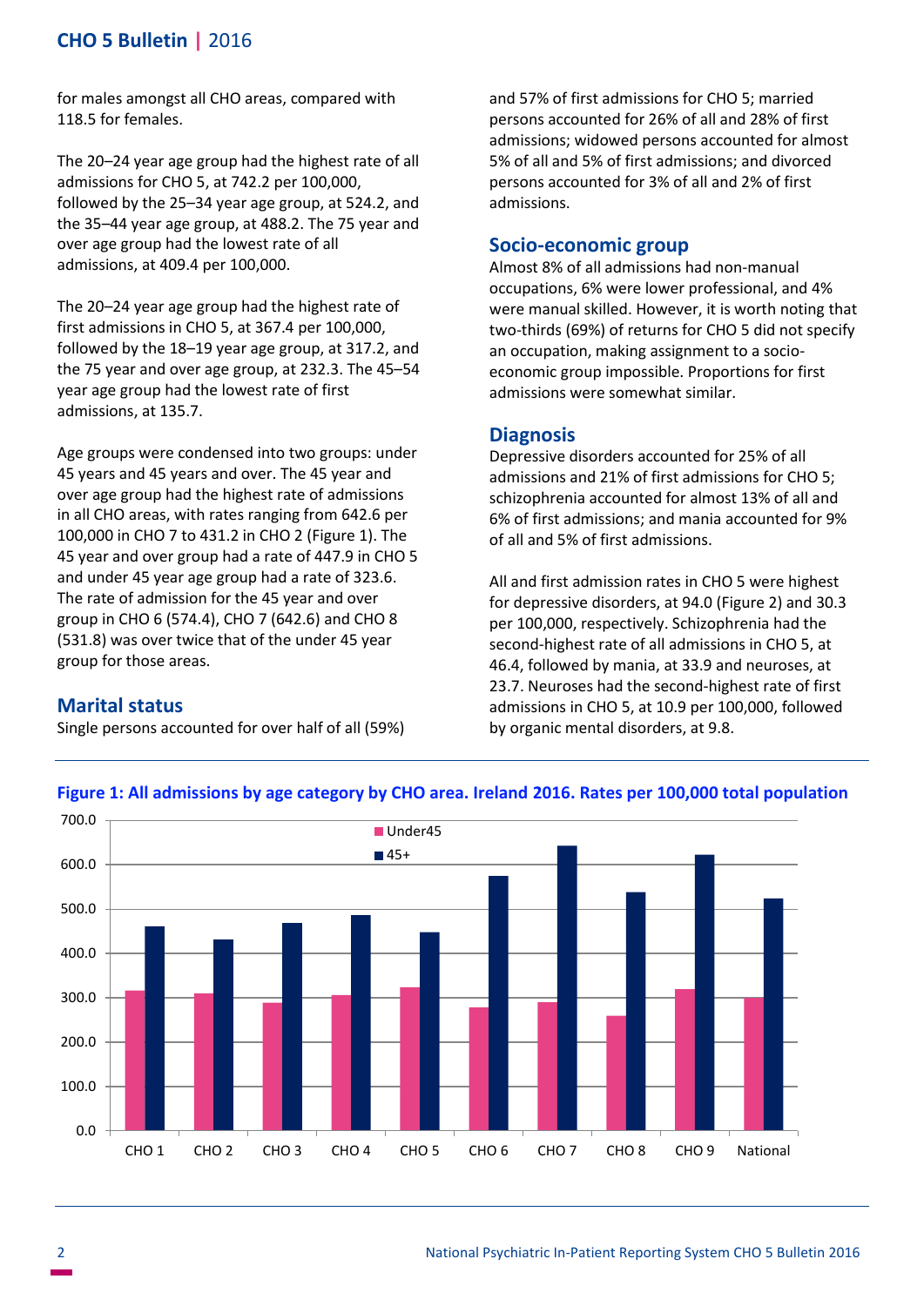for males amongst all CHO areas, compared with 118.5 for females.

The 20–24 year age group had the highest rate of all admissions for CHO 5, at 742.2 per 100,000, followed by the 25–34 year age group, at 524.2, and the 35–44 year age group, at 488.2. The 75 year and over age group had the lowest rate of all admissions, at 409.4 per 100,000.

The 20–24 year age group had the highest rate of first admissions in CHO 5, at 367.4 per 100,000, followed by the 18–19 year age group, at 317.2, and the 75 year and over age group, at 232.3. The 45–54 year age group had the lowest rate of first admissions, at 135.7.

Age groups were condensed into two groups: under 45 years and 45 years and over. The 45 year and over age group had the highest rate of admissions in all CHO areas, with rates ranging from 642.6 per 100,000 in CHO 7 to 431.2 in CHO 2 (Figure 1). The 45 year and over group had a rate of 447.9 in CHO 5 and under 45 year age group had a rate of 323.6. The rate of admission for the 45 year and over group in CHO 6 (574.4), CHO 7 (642.6) and CHO 8 (531.8) was over twice that of the under 45 year group for those areas.

## Marital status

Single persons accounted for over half of all (59%) and 57% of first admissions for CHO 5; married persons accounted for 26% of all and 28% of first admissions; widowed persons accounted for almost 5% of all and 5% of first admissions; and divorced persons accounted for 3% of all and 2% of first admissions.

## Socio-economic group

Almost 8% of all admissions had non-manual occupations, 6% were lower professional, and 4% were manual skilled. However, it is worth noting that two-thirds (69%) of returns for CHO 5 did not specify an occupation, making assignment to a socio-economic group impossible. Proportions for first admissions were somewhat similar.

## Diagnosis

Depressive disorders accounted for 25% of all admissions and 21% of first admissions for CHO 5; schizophrenia accounted for almost 13% of all and 6% of first admissions; and mania accounted for 9% of all and 5% of first admissions.

All and first admission rates in CHO 5 were highest for depressive disorders, at 94.0 (Figure 2) and 30.3 per 100,000, respectively. Schizophrenia had the second-highest rate of all admissions in CHO 5, at 46.4, followed by mania, at 33.9 and neuroses, at 23.7. Neuroses had the second-highest rate of first admissions in CHO 5, at 10.9 per 100,000, followed by organic mental disorders, at 9.8.

**Figure 1: All admissions by age category by CHO area. Ireland 2016. Rates per 100,000 total population**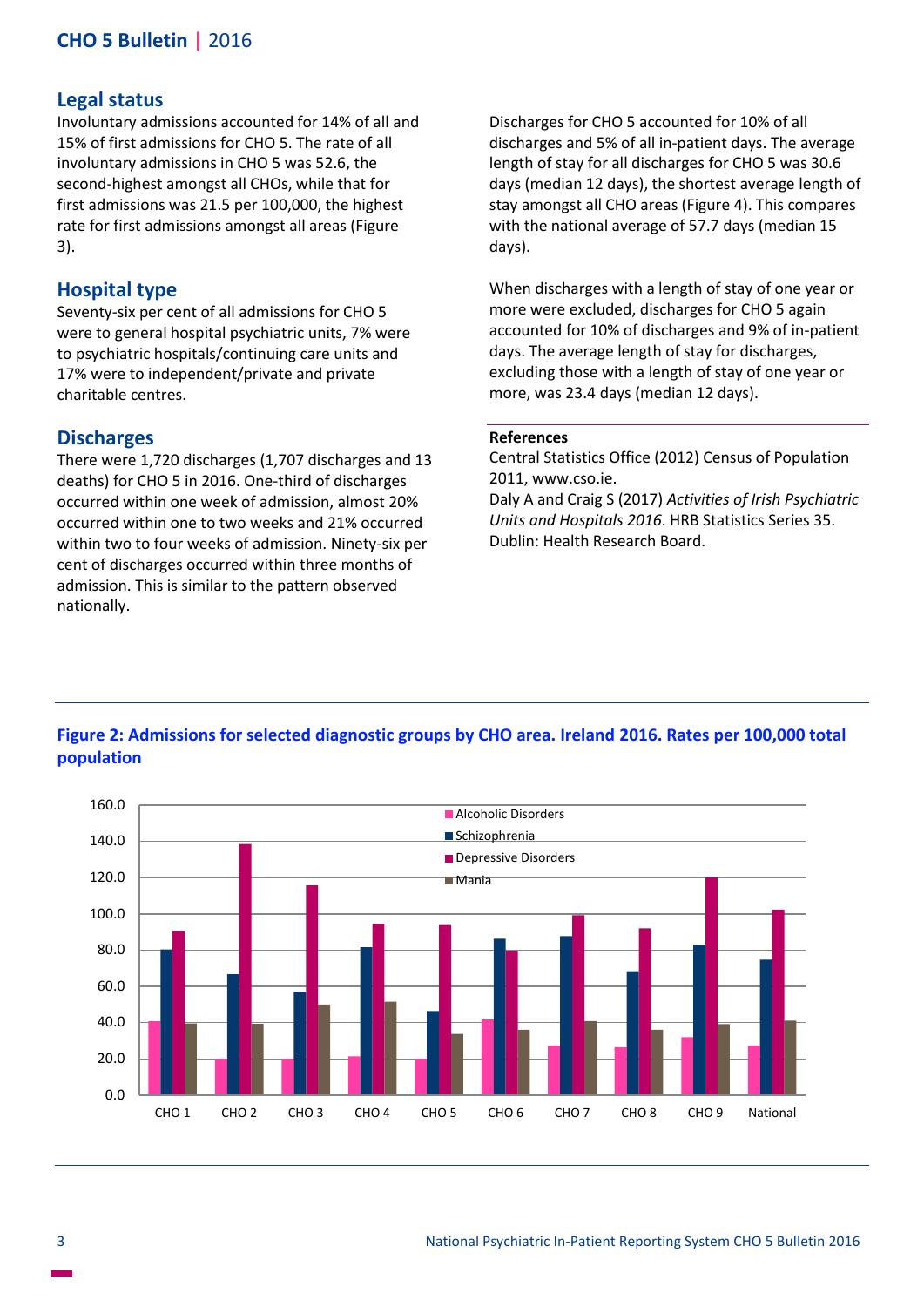## Legal status

Involuntary admissions accounted for 14% of all and 15% of first admissions for CHO 5. The rate of all involuntary admissions in CHO 5 was 52.6, the second-highest amongst all CHOs, while that for first admissions was 21.5 per 100,000, the highest rate for first admissions amongst all areas (Figure 3).

## Hospital type

Seventy-six per cent of all admissions for CHO 5 were to general hospital psychiatric units, 7% were to psychiatric hospitals/continuing care units and 17% were to independent/private and private charitable centres.

## Discharges

There were 1,720 discharges (1,707 discharges and 13 deaths) for CHO 5 in 2016. One-third of discharges occurred within one week of admission, almost 20% occurred within one to two weeks and 21% occurred within two to four weeks of admission. Ninety-six per cent of discharges occurred within three months of admission. This is similar to the pattern observed nationally.

Discharges for CHO 5 accounted for 10% of all discharges and 5% of all in-patient days. The average length of stay for all discharges for CHO 5 was 30.6 days (median 12 days), the shortest average length of stay amongst all CHO areas (Figure 4). This compares with the national average of 57.7 days (median 15 days).

When discharges with a length of stay of one year or more were excluded, discharges for CHO 5 again accounted for 10% of discharges and 9% of in-patient days. The average length of stay for discharges, excluding those with a length of stay of one year or more, was 23.4 days (median 12 days).

**References**

Central Statistics Office (2012) Census of Population 2011, www.cso.ie.

Daly A and Craig S (2017) *Activities of Irish Psychiatric Units and Hospitals 2016*. HRB Statistics Series 35. Dublin: Health Research Board.

**Figure 2: Admissions for selected diagnostic groups by CHO area. Ireland 2016. Rates per 100,000 total population**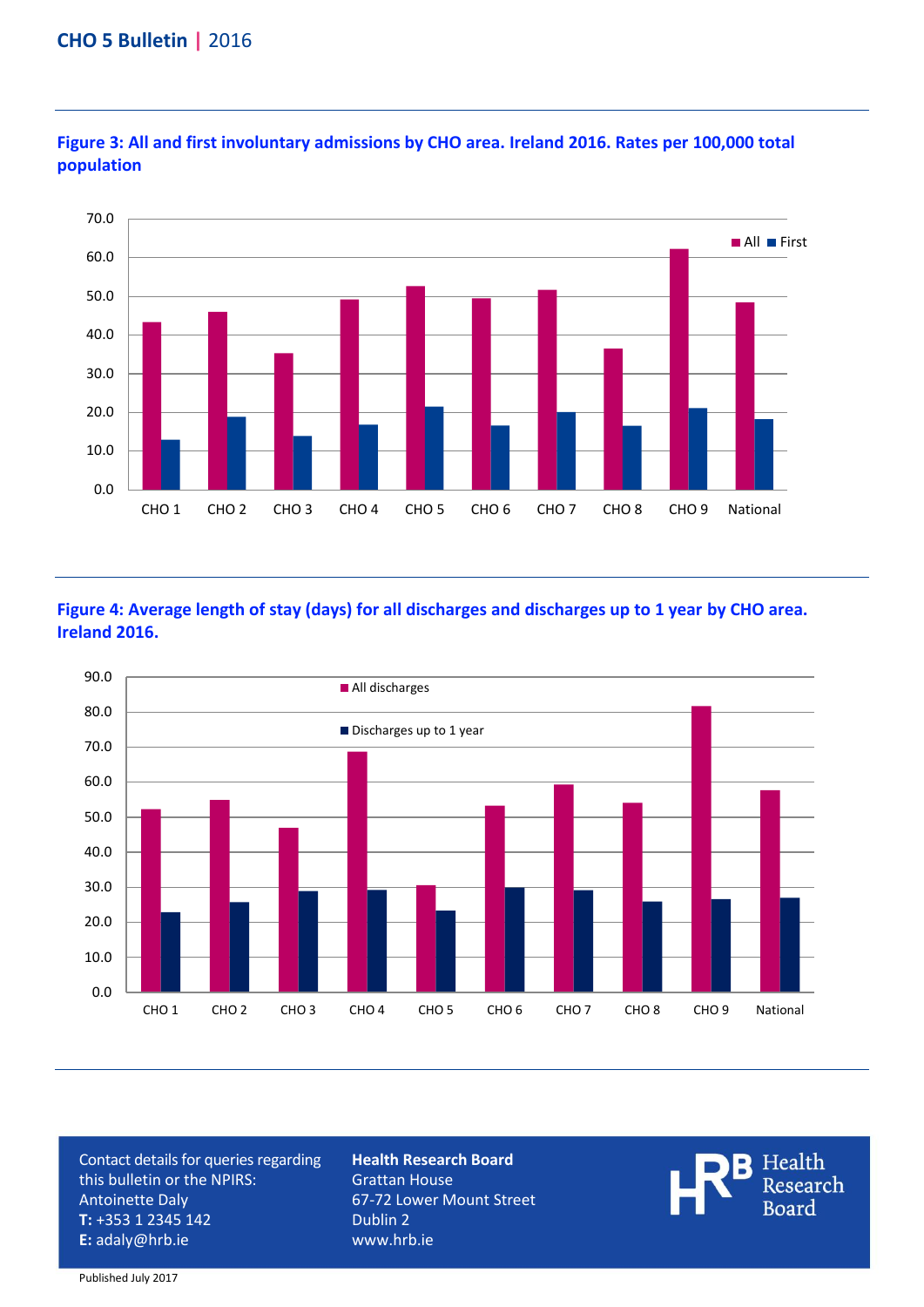**Figure 3: All and first involuntary admissions by CHO area. Ireland 2016. Rates per 100,000 total population**

70.0
60.0
50.0
40.0
30.0
20.0
10.0
0.0

All First

CHO 1 CHO 2 CHO 3 CHO 4 CHO 5 CHO 6 CHO 7 CHO 8 CHO 9 National

**Figure 4: Average length of stay (days) for all discharges and discharges up to 1 year by CHO area. Ireland 2016.**

90.0
80.0
70.0
60.0
50.0
40.0
30.0
20.0
10.0
0.0

All discharges

Discharges up to 1 year

CHO 1 CHO 2 CHO 3 CHO 4 CHO 5 CHO 6 CHO 7 CHO 8 CHO 9 National

Contact details for queries regarding this bulletin or the NPIRS:
Antoinette Daly
**T:** +353 1 2345 142
**E:** adaly@hrb.ie

**Health Research Board**
Grattan House
67-72 Lower Mount Street
Dublin 2
www.hrb.ie

HRB Health Research Board

Published July 2017